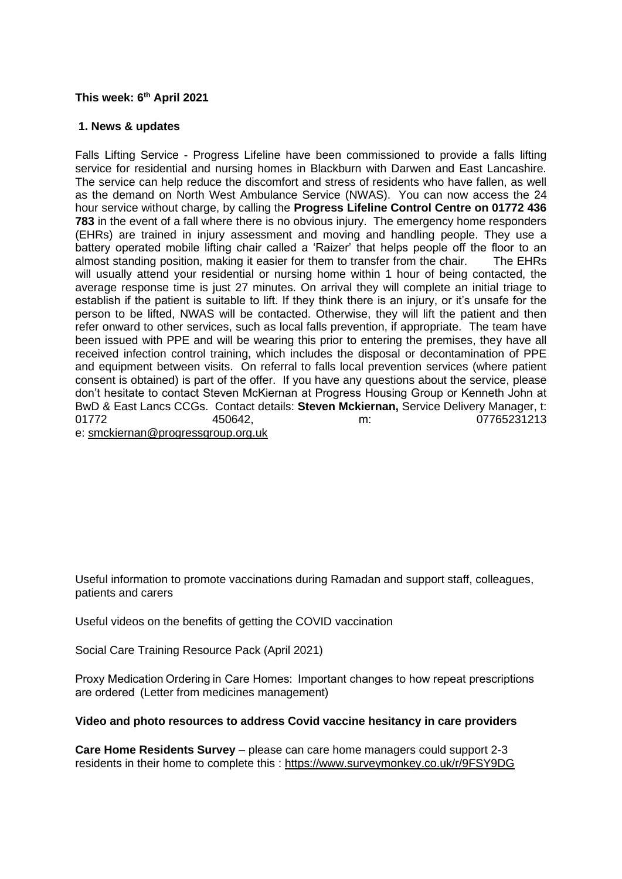**This week: 6th April 2021**

**1. News & updates**

Falls Lifting Service - Progress Lifeline have been commissioned to provide a falls lifting service for residential and nursing homes in Blackburn with Darwen and East Lancashire. The service can help reduce the discomfort and stress of residents who have fallen, as well as the demand on North West Ambulance Service (NWAS). You can now access the 24 hour service without charge, by calling the **Progress Lifeline Control Centre on 01772 436 783** in the event of a fall where there is no obvious injury. The emergency home responders (EHRs) are trained in injury assessment and moving and handling people. They use a battery operated mobile lifting chair called a 'Raizer' that helps people off the floor to an almost standing position, making it easier for them to transfer from the chair. The EHRs will usually attend your residential or nursing home within 1 hour of being contacted, the average response time is just 27 minutes. On arrival they will complete an initial triage to establish if the patient is suitable to lift. If they think there is an injury, or it's unsafe for the person to be lifted, NWAS will be contacted. Otherwise, they will lift the patient and then refer onward to other services, such as local falls prevention, if appropriate. The team have been issued with PPE and will be wearing this prior to entering the premises, they have all received infection control training, which includes the disposal or decontamination of PPE and equipment between visits. On referral to falls local prevention services (where patient consent is obtained) is part of the offer. If you have any questions about the service, please don't hesitate to contact Steven McKiernan at Progress Housing Group or Kenneth John at BwD & East Lancs CCGs. Contact details: **Steven Mckiernan,** Service Delivery Manager, t: 01772 450642, m: 07765231213 e: smckiernan@progressgroup.org.uk

Useful information to promote vaccinations during Ramadan and support staff, colleagues, patients and carers

Useful videos on the benefits of getting the COVID vaccination

Social Care Training Resource Pack (April 2021)

Proxy Medication Ordering in Care Homes: Important changes to how repeat prescriptions are ordered (Letter from medicines management)

**Video and photo resources to address Covid vaccine hesitancy in care providers**

**Care Home Residents Survey** – please can care home managers could support 2-3 residents in their home to complete this : https://www.surveymonkey.co.uk/r/9FSY9DG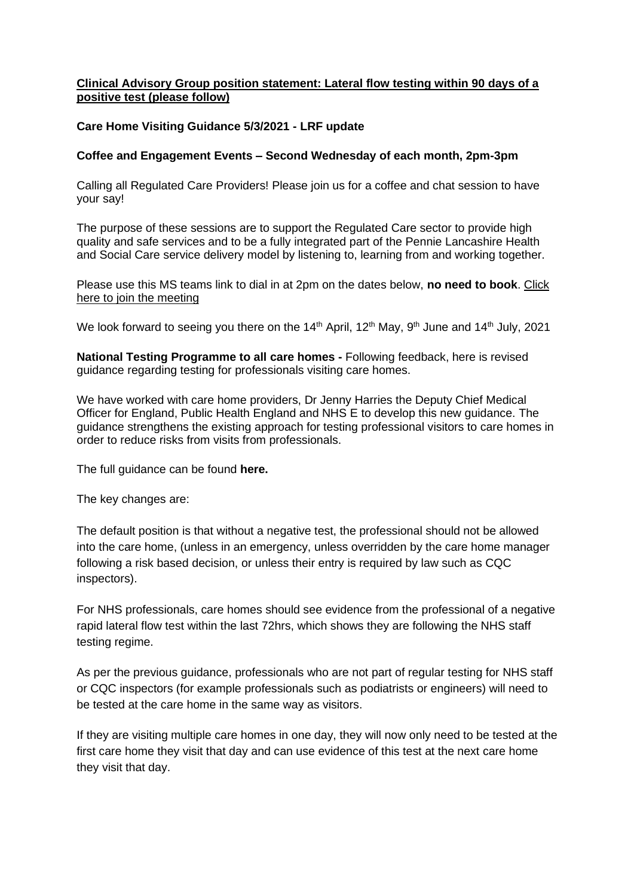**Clinical Advisory Group position statement: Lateral flow testing within 90 days of a positive test (please follow)**

**Care Home Visiting Guidance 5/3/2021 - LRF update**

**Coffee and Engagement Events – Second Wednesday of each month, 2pm-3pm**

Calling all Regulated Care Providers! Please join us for a coffee and chat session to have your say!

The purpose of these sessions are to support the Regulated Care sector to provide high quality and safe services and to be a fully integrated part of the Pennie Lancashire Health and Social Care service delivery model by listening to, learning from and working together.

Please use this MS teams link to dial in at 2pm on the dates below, **no need to book**. Click here to join the meeting

We look forward to seeing you there on the 14th April, 12th May, 9th June and 14th July, 2021

**National Testing Programme to all care homes -** Following feedback, here is revised guidance regarding testing for professionals visiting care homes.

We have worked with care home providers, Dr Jenny Harries the Deputy Chief Medical Officer for England, Public Health England and NHS E to develop this new guidance. The guidance strengthens the existing approach for testing professional visitors to care homes in order to reduce risks from visits from professionals.

The full guidance can be found **here.**

The key changes are:

The default position is that without a negative test, the professional should not be allowed into the care home, (unless in an emergency, unless overridden by the care home manager following a risk based decision, or unless their entry is required by law such as CQC inspectors).

For NHS professionals, care homes should see evidence from the professional of a negative rapid lateral flow test within the last 72hrs, which shows they are following the NHS staff testing regime.

As per the previous guidance, professionals who are not part of regular testing for NHS staff or CQC inspectors (for example professionals such as podiatrists or engineers) will need to be tested at the care home in the same way as visitors.

If they are visiting multiple care homes in one day, they will now only need to be tested at the first care home they visit that day and can use evidence of this test at the next care home they visit that day.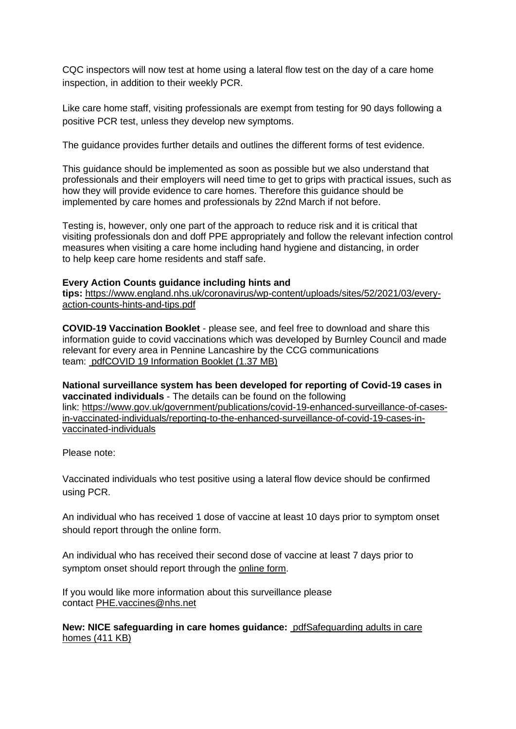CQC inspectors will now test at home using a lateral flow test on the day of a care home inspection, in addition to their weekly PCR.

Like care home staff, visiting professionals are exempt from testing for 90 days following a positive PCR test, unless they develop new symptoms.

The guidance provides further details and outlines the different forms of test evidence.

This guidance should be implemented as soon as possible but we also understand that professionals and their employers will need time to get to grips with practical issues, such as how they will provide evidence to care homes. Therefore this guidance should be implemented by care homes and professionals by 22nd March if not before.

Testing is, however, only one part of the approach to reduce risk and it is critical that visiting professionals don and doff PPE appropriately and follow the relevant infection control measures when visiting a care home including hand hygiene and distancing, in order to help keep care home residents and staff safe.

**Every Action Counts guidance including hints and tips:** https://www.england.nhs.uk/coronavirus/wp-content/uploads/sites/52/2021/03/every-action-counts-hints-and-tips.pdf

**COVID-19 Vaccination Booklet** - please see, and feel free to download and share this information guide to covid vaccinations which was developed by Burnley Council and made relevant for every area in Pennine Lancashire by the CCG communications team: pdfCOVID 19 Information Booklet (1.37 MB)

**National surveillance system has been developed for reporting of Covid-19 cases in vaccinated individuals** - The details can be found on the following link: https://www.gov.uk/government/publications/covid-19-enhanced-surveillance-of-cases-in-vaccinated-individuals/reporting-to-the-enhanced-surveillance-of-covid-19-cases-in-vaccinated-individuals

Please note:

Vaccinated individuals who test positive using a lateral flow device should be confirmed using PCR.

An individual who has received 1 dose of vaccine at least 10 days prior to symptom onset should report through the online form.

An individual who has received their second dose of vaccine at least 7 days prior to symptom onset should report through the online form.

If you would like more information about this surveillance please contact PHE.vaccines@nhs.net

**New: NICE safeguarding in care homes guidance:** pdfSafeguarding adults in care homes (411 KB)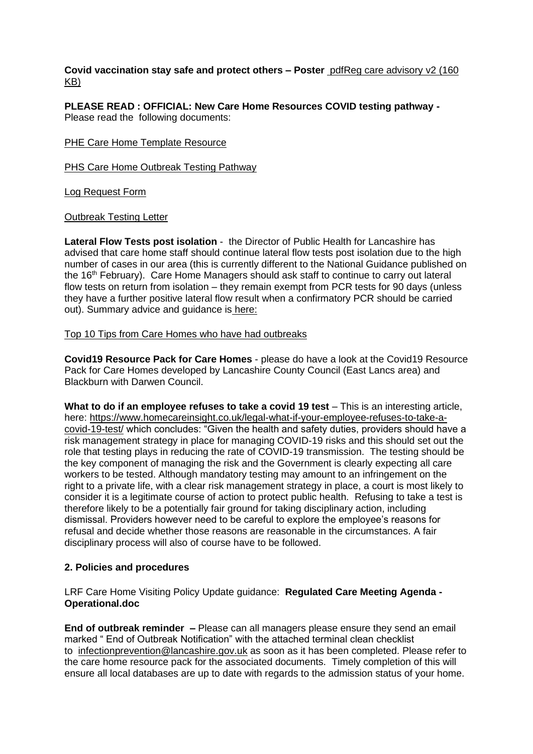**Covid vaccination stay safe and protect others – Poster** pdfReg care advisory v2 (160 KB)

**PLEASE READ : OFFICIAL: New Care Home Resources COVID testing pathway -** Please read the following documents:

PHE Care Home Template Resource

PHS Care Home Outbreak Testing Pathway

Log Request Form

Outbreak Testing Letter

**Lateral Flow Tests post isolation** - the Director of Public Health for Lancashire has advised that care home staff should continue lateral flow tests post isolation due to the high number of cases in our area (this is currently different to the National Guidance published on the 16th February). Care Home Managers should ask staff to continue to carry out lateral flow tests on return from isolation – they remain exempt from PCR tests for 90 days (unless they have a further positive lateral flow result when a confirmatory PCR should be carried out). Summary advice and guidance is here:

Top 10 Tips from Care Homes who have had outbreaks

**Covid19 Resource Pack for Care Homes** - please do have a look at the Covid19 Resource Pack for Care Homes developed by Lancashire County Council (East Lancs area) and Blackburn with Darwen Council.

**What to do if an employee refuses to take a covid 19 test** – This is an interesting article, here: https://www.homecareinsight.co.uk/legal-what-if-your-employee-refuses-to-take-a-covid-19-test/ which concludes: "Given the health and safety duties, providers should have a risk management strategy in place for managing COVID-19 risks and this should set out the role that testing plays in reducing the rate of COVID-19 transmission. The testing should be the key component of managing the risk and the Government is clearly expecting all care workers to be tested. Although mandatory testing may amount to an infringement on the right to a private life, with a clear risk management strategy in place, a court is most likely to consider it is a legitimate course of action to protect public health. Refusing to take a test is therefore likely to be a potentially fair ground for taking disciplinary action, including dismissal. Providers however need to be careful to explore the employee's reasons for refusal and decide whether those reasons are reasonable in the circumstances. A fair disciplinary process will also of course have to be followed.

## 2. Policies and procedures

LRF Care Home Visiting Policy Update guidance: **Regulated Care Meeting Agenda - Operational.doc**

**End of outbreak reminder –** Please can all managers please ensure they send an email marked " End of Outbreak Notification" with the attached terminal clean checklist to infectionprevention@lancashire.gov.uk as soon as it has been completed. Please refer to the care home resource pack for the associated documents. Timely completion of this will ensure all local databases are up to date with regards to the admission status of your home.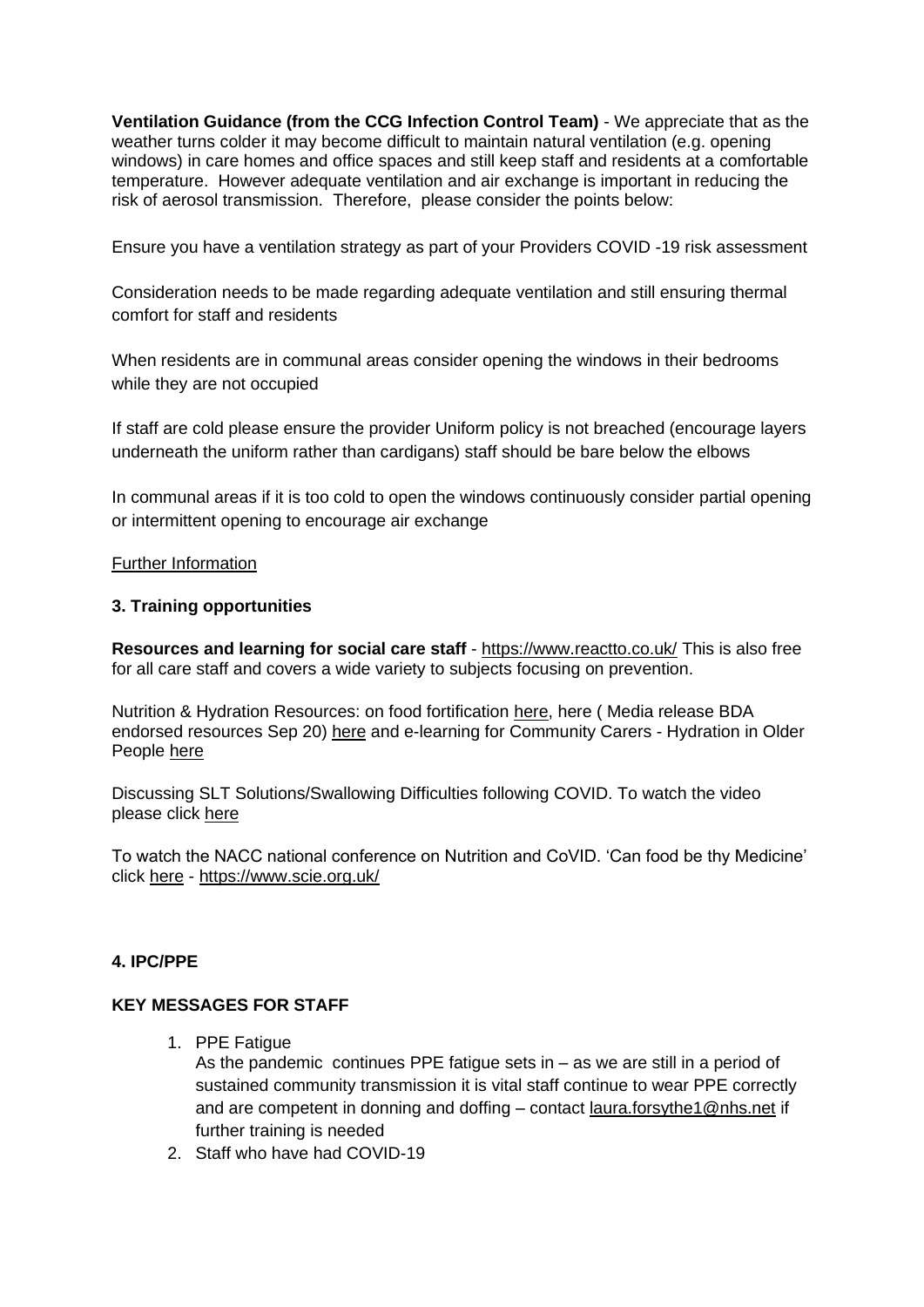**Ventilation Guidance (from the CCG Infection Control Team)** - We appreciate that as the weather turns colder it may become difficult to maintain natural ventilation (e.g. opening windows) in care homes and office spaces and still keep staff and residents at a comfortable temperature. However adequate ventilation and air exchange is important in reducing the risk of aerosol transmission. Therefore, please consider the points below:

Ensure you have a ventilation strategy as part of your Providers COVID -19 risk assessment

Consideration needs to be made regarding adequate ventilation and still ensuring thermal comfort for staff and residents

When residents are in communal areas consider opening the windows in their bedrooms while they are not occupied

If staff are cold please ensure the provider Uniform policy is not breached (encourage layers underneath the uniform rather than cardigans) staff should be bare below the elbows

In communal areas if it is too cold to open the windows continuously consider partial opening or intermittent opening to encourage air exchange

Further Information

### 3. Training opportunities

**Resources and learning for social care staff** - https://www.reactto.co.uk/ This is also free for all care staff and covers a wide variety to subjects focusing on prevention.

Nutrition & Hydration Resources: on food fortification here, here ( Media release BDA endorsed resources Sep 20) here and e-learning for Community Carers - Hydration in Older People here

Discussing SLT Solutions/Swallowing Difficulties following COVID. To watch the video please click here

To watch the NACC national conference on Nutrition and CoVID. 'Can food be thy Medicine' click here - https://www.scie.org.uk/

### 4. IPC/PPE

**KEY MESSAGES FOR STAFF**

1. PPE Fatigue
   As the pandemic continues PPE fatigue sets in – as we are still in a period of sustained community transmission it is vital staff continue to wear PPE correctly and are competent in donning and doffing – contact laura.forsythe1@nhs.net if further training is needed
2. Staff who have had COVID-19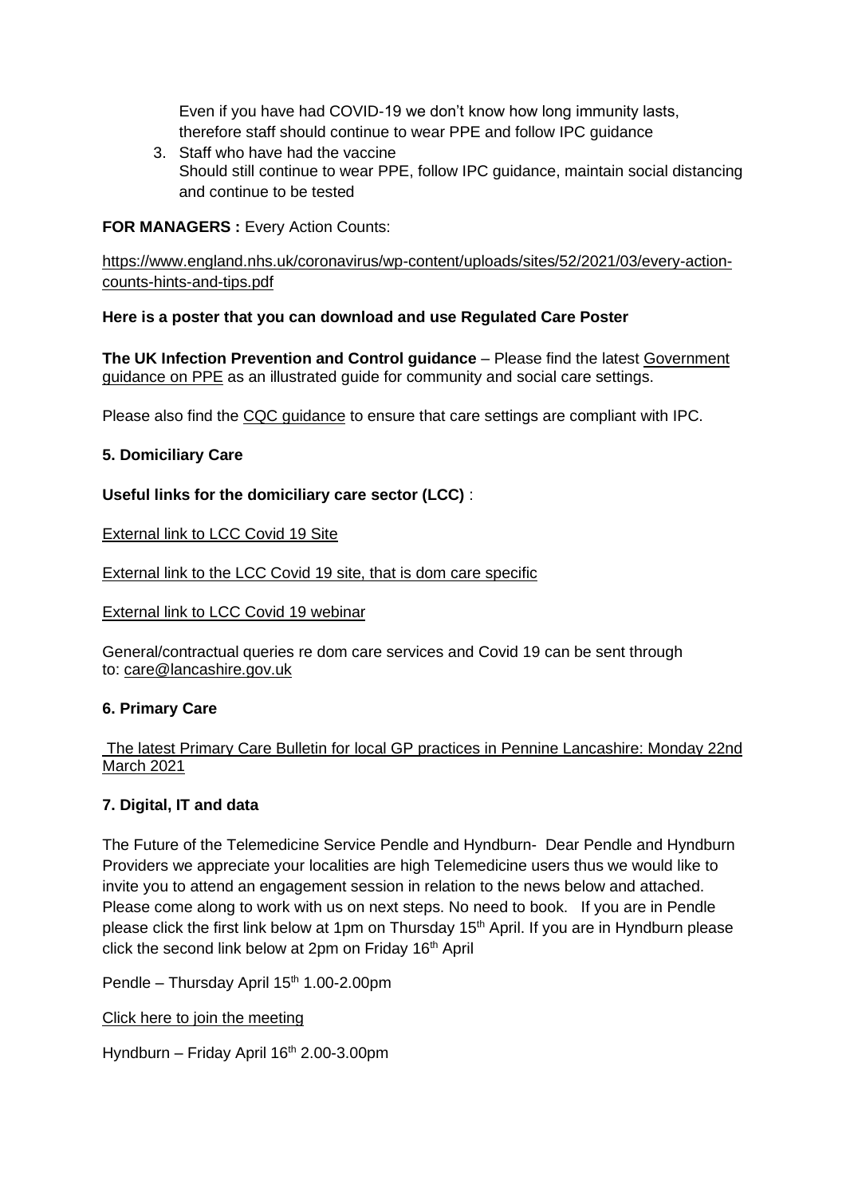Even if you have had COVID-19 we don't know how long immunity lasts, therefore staff should continue to wear PPE and follow IPC guidance

3. Staff who have had the vaccine
   Should still continue to wear PPE, follow IPC guidance, maintain social distancing and continue to be tested

**FOR MANAGERS :** Every Action Counts:

https://www.england.nhs.uk/coronavirus/wp-content/uploads/sites/52/2021/03/every-action-counts-hints-and-tips.pdf

**Here is a poster that you can download and use Regulated Care Poster**

**The UK Infection Prevention and Control guidance** – Please find the latest Government guidance on PPE as an illustrated guide for community and social care settings.

Please also find the CQC guidance to ensure that care settings are compliant with IPC.

### 5. Domiciliary Care

**Useful links for the domiciliary care sector (LCC)** :

External link to LCC Covid 19 Site

External link to the LCC Covid 19 site, that is dom care specific

External link to LCC Covid 19 webinar

General/contractual queries re dom care services and Covid 19 can be sent through to: care@lancashire.gov.uk

### 6. Primary Care

The latest Primary Care Bulletin for local GP practices in Pennine Lancashire: Monday 22nd March 2021

### 7. Digital, IT and data

The Future of the Telemedicine Service Pendle and Hyndburn- Dear Pendle and Hyndburn Providers we appreciate your localities are high Telemedicine users thus we would like to invite you to attend an engagement session in relation to the news below and attached. Please come along to work with us on next steps. No need to book. If you are in Pendle please click the first link below at 1pm on Thursday 15th April. If you are in Hyndburn please click the second link below at 2pm on Friday 16th April

Pendle – Thursday April 15th 1.00-2.00pm

Click here to join the meeting

Hyndburn – Friday April 16th 2.00-3.00pm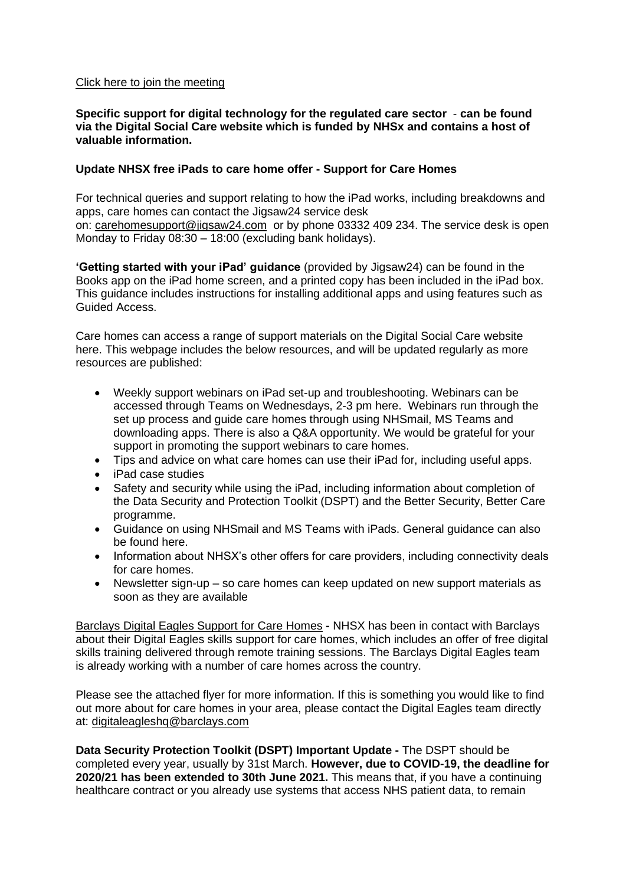Click here to join the meeting

**Specific support for digital technology for the regulated care sector** - **can be found via the Digital Social Care website which is funded by NHSx and contains a host of valuable information.**

**Update NHSX free iPads to care home offer - Support for Care Homes**

For technical queries and support relating to how the iPad works, including breakdowns and apps, care homes can contact the Jigsaw24 service desk on: carehomesupport@jigsaw24.com or by phone 03332 409 234. The service desk is open Monday to Friday 08:30 – 18:00 (excluding bank holidays).

**'Getting started with your iPad' guidance** (provided by Jigsaw24) can be found in the Books app on the iPad home screen, and a printed copy has been included in the iPad box. This guidance includes instructions for installing additional apps and using features such as Guided Access.

Care homes can access a range of support materials on the Digital Social Care website here. This webpage includes the below resources, and will be updated regularly as more resources are published:

- Weekly support webinars on iPad set-up and troubleshooting. Webinars can be accessed through Teams on Wednesdays, 2-3 pm here. Webinars run through the set up process and guide care homes through using NHSmail, MS Teams and downloading apps. There is also a Q&A opportunity. We would be grateful for your support in promoting the support webinars to care homes.
- Tips and advice on what care homes can use their iPad for, including useful apps.
- iPad case studies
- Safety and security while using the iPad, including information about completion of the Data Security and Protection Toolkit (DSPT) and the Better Security, Better Care programme.
- Guidance on using NHSmail and MS Teams with iPads. General guidance can also be found here.
- Information about NHSX's other offers for care providers, including connectivity deals for care homes.
- Newsletter sign-up – so care homes can keep updated on new support materials as soon as they are available

Barclays Digital Eagles Support for Care Homes **-** NHSX has been in contact with Barclays about their Digital Eagles skills support for care homes, which includes an offer of free digital skills training delivered through remote training sessions. The Barclays Digital Eagles team is already working with a number of care homes across the country.

Please see the attached flyer for more information. If this is something you would like to find out more about for care homes in your area, please contact the Digital Eagles team directly at: digitaleagleshq@barclays.com

**Data Security Protection Toolkit (DSPT) Important Update -** The DSPT should be completed every year, usually by 31st March. **However, due to COVID-19, the deadline for 2020/21 has been extended to 30th June 2021.** This means that, if you have a continuing healthcare contract or you already use systems that access NHS patient data, to remain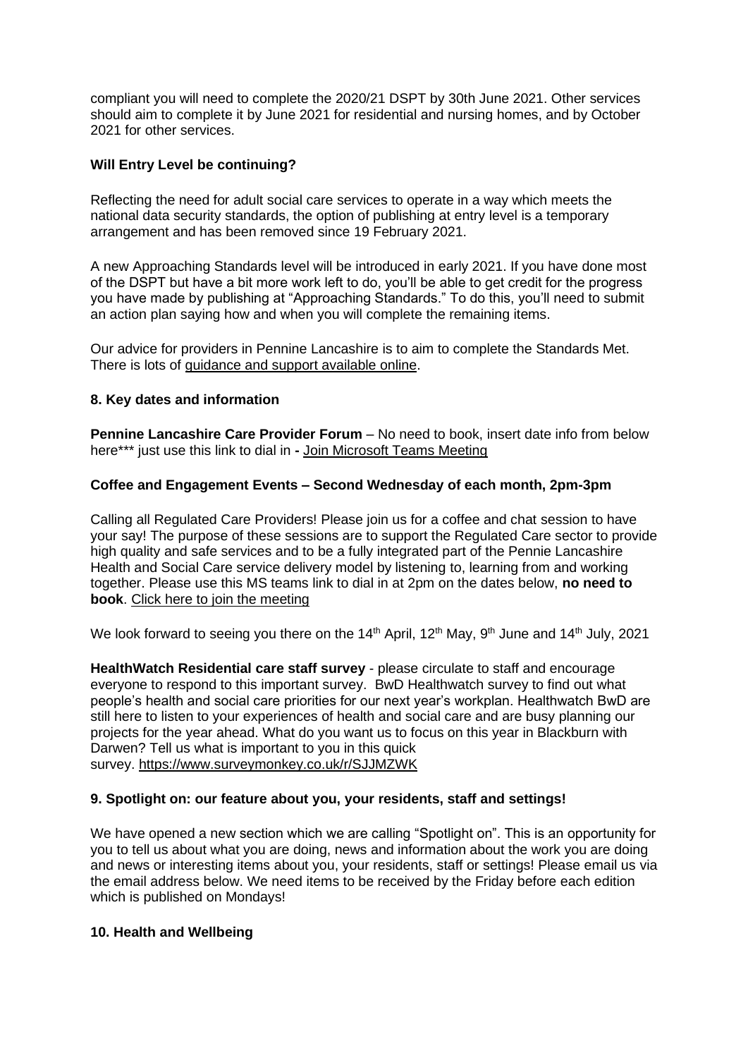compliant you will need to complete the 2020/21 DSPT by 30th June 2021. Other services should aim to complete it by June 2021 for residential and nursing homes, and by October 2021 for other services.

**Will Entry Level be continuing?**

Reflecting the need for adult social care services to operate in a way which meets the national data security standards, the option of publishing at entry level is a temporary arrangement and has been removed since 19 February 2021.

A new Approaching Standards level will be introduced in early 2021. If you have done most of the DSPT but have a bit more work left to do, you'll be able to get credit for the progress you have made by publishing at "Approaching Standards." To do this, you'll need to submit an action plan saying how and when you will complete the remaining items.

Our advice for providers in Pennine Lancashire is to aim to complete the Standards Met. There is lots of guidance and support available online.

**8. Key dates and information**

**Pennine Lancashire Care Provider Forum** – No need to book, insert date info from below here*** just use this link to dial in **-** Join Microsoft Teams Meeting

**Coffee and Engagement Events – Second Wednesday of each month, 2pm-3pm**

Calling all Regulated Care Providers! Please join us for a coffee and chat session to have your say! The purpose of these sessions are to support the Regulated Care sector to provide high quality and safe services and to be a fully integrated part of the Pennie Lancashire Health and Social Care service delivery model by listening to, learning from and working together. Please use this MS teams link to dial in at 2pm on the dates below, **no need to book**. Click here to join the meeting

We look forward to seeing you there on the 14th April, 12th May, 9th June and 14th July, 2021

**HealthWatch Residential care staff survey** - please circulate to staff and encourage everyone to respond to this important survey. BwD Healthwatch survey to find out what people's health and social care priorities for our next year's workplan. Healthwatch BwD are still here to listen to your experiences of health and social care and are busy planning our projects for the year ahead. What do you want us to focus on this year in Blackburn with Darwen? Tell us what is important to you in this quick survey. https://www.surveymonkey.co.uk/r/SJJMZWK

**9. Spotlight on: our feature about you, your residents, staff and settings!**

We have opened a new section which we are calling "Spotlight on". This is an opportunity for you to tell us about what you are doing, news and information about the work you are doing and news or interesting items about you, your residents, staff or settings! Please email us via the email address below. We need items to be received by the Friday before each edition which is published on Mondays!

**10. Health and Wellbeing**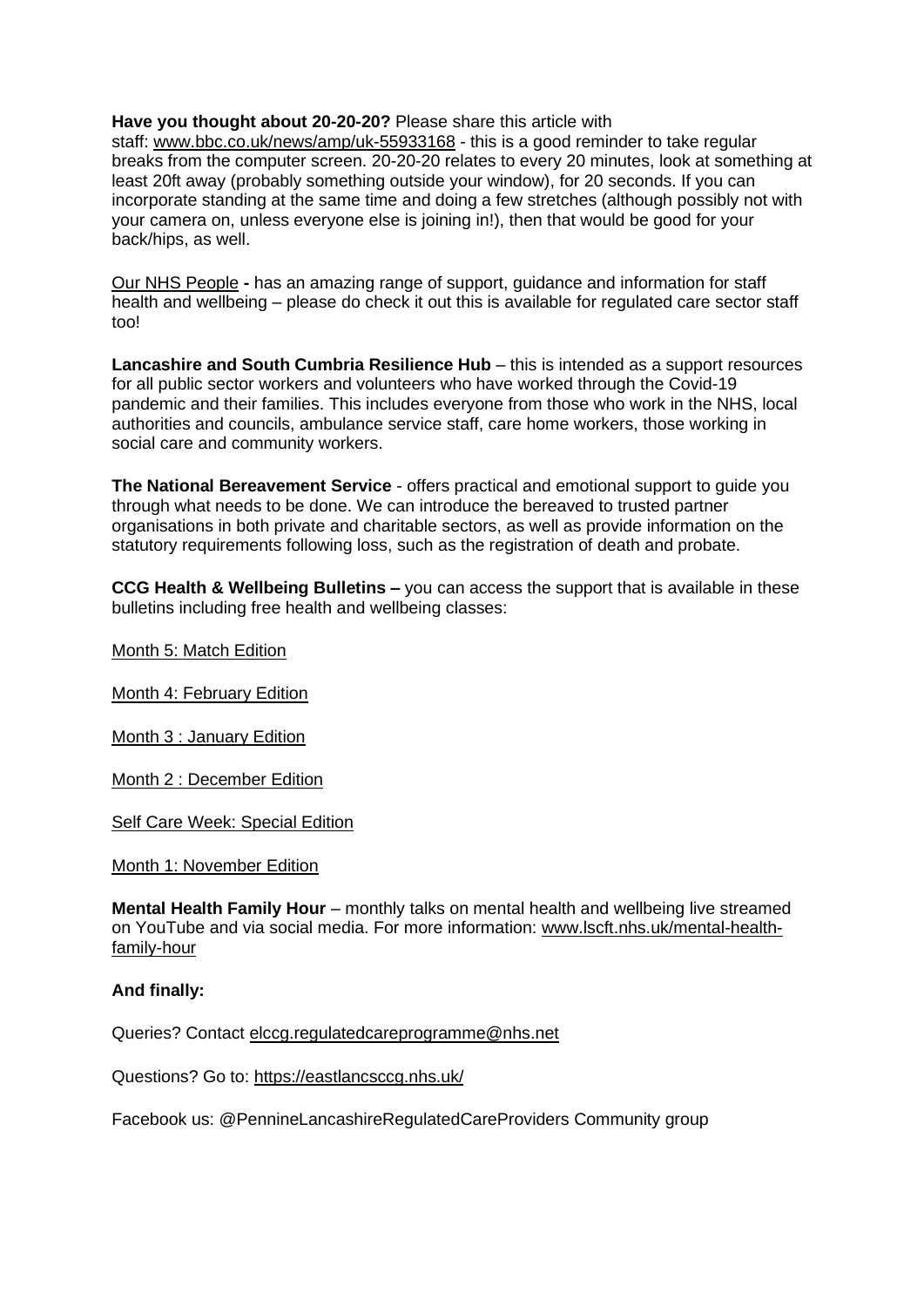**Have you thought about 20-20-20?** Please share this article with staff: www.bbc.co.uk/news/amp/uk-55933168 - this is a good reminder to take regular breaks from the computer screen. 20-20-20 relates to every 20 minutes, look at something at least 20ft away (probably something outside your window), for 20 seconds. If you can incorporate standing at the same time and doing a few stretches (although possibly not with your camera on, unless everyone else is joining in!), then that would be good for your back/hips, as well.

Our NHS People **-** has an amazing range of support, guidance and information for staff health and wellbeing – please do check it out this is available for regulated care sector staff too!

**Lancashire and South Cumbria Resilience Hub** – this is intended as a support resources for all public sector workers and volunteers who have worked through the Covid-19 pandemic and their families. This includes everyone from those who work in the NHS, local authorities and councils, ambulance service staff, care home workers, those working in social care and community workers.

**The National Bereavement Service** - offers practical and emotional support to guide you through what needs to be done. We can introduce the bereaved to trusted partner organisations in both private and charitable sectors, as well as provide information on the statutory requirements following loss, such as the registration of death and probate.

**CCG Health & Wellbeing Bulletins –** you can access the support that is available in these bulletins including free health and wellbeing classes:

Month 5: Match Edition

Month 4: February Edition

Month 3 : January Edition

Month 2 : December Edition

Self Care Week: Special Edition

Month 1: November Edition

**Mental Health Family Hour** – monthly talks on mental health and wellbeing live streamed on YouTube and via social media. For more information: www.lscft.nhs.uk/mental-health-family-hour

**And finally:**

Queries? Contact elccg.regulatedcareprogramme@nhs.net

Questions? Go to: https://eastlancsccg.nhs.uk/

Facebook us: @PennineLancashireRegulatedCareProviders Community group